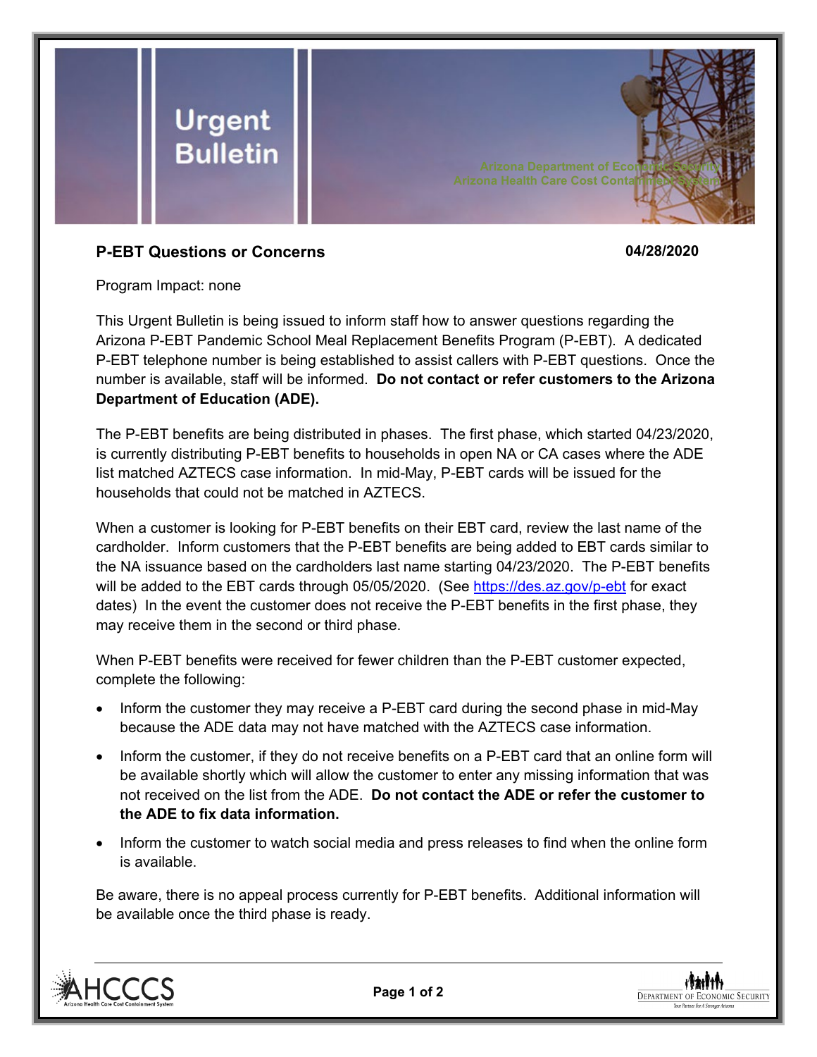# Urgent Bulletin

Arizona Department of Economic Security
Arizona Health Care Cost Containment System

## P-EBT Questions or Concerns

**04/28/2020**

Program Impact: none

This Urgent Bulletin is being issued to inform staff how to answer questions regarding the Arizona P-EBT Pandemic School Meal Replacement Benefits Program (P-EBT). A dedicated P-EBT telephone number is being established to assist callers with P-EBT questions. Once the number is available, staff will be informed. **Do not contact or refer customers to the Arizona Department of Education (ADE).**

The P-EBT benefits are being distributed in phases. The first phase, which started 04/23/2020, is currently distributing P-EBT benefits to households in open NA or CA cases where the ADE list matched AZTECS case information. In mid-May, P-EBT cards will be issued for the households that could not be matched in AZTECS.

When a customer is looking for P-EBT benefits on their EBT card, review the last name of the cardholder. Inform customers that the P-EBT benefits are being added to EBT cards similar to the NA issuance based on the cardholders last name starting 04/23/2020. The P-EBT benefits will be added to the EBT cards through 05/05/2020. (See [https://des.az.gov/p-ebt](https://des.az.gov/p-ebt) for exact dates) In the event the customer does not receive the P-EBT benefits in the first phase, they may receive them in the second or third phase.

When P-EBT benefits were received for fewer children than the P-EBT customer expected, complete the following:

- Inform the customer they may receive a P-EBT card during the second phase in mid-May because the ADE data may not have matched with the AZTECS case information.
- Inform the customer, if they do not receive benefits on a P-EBT card that an online form will be available shortly which will allow the customer to enter any missing information that was not received on the list from the ADE. **Do not contact the ADE or refer the customer to the ADE to fix data information.**
- Inform the customer to watch social media and press releases to find when the online form is available.

Be aware, there is no appeal process currently for P-EBT benefits. Additional information will be available once the third phase is ready.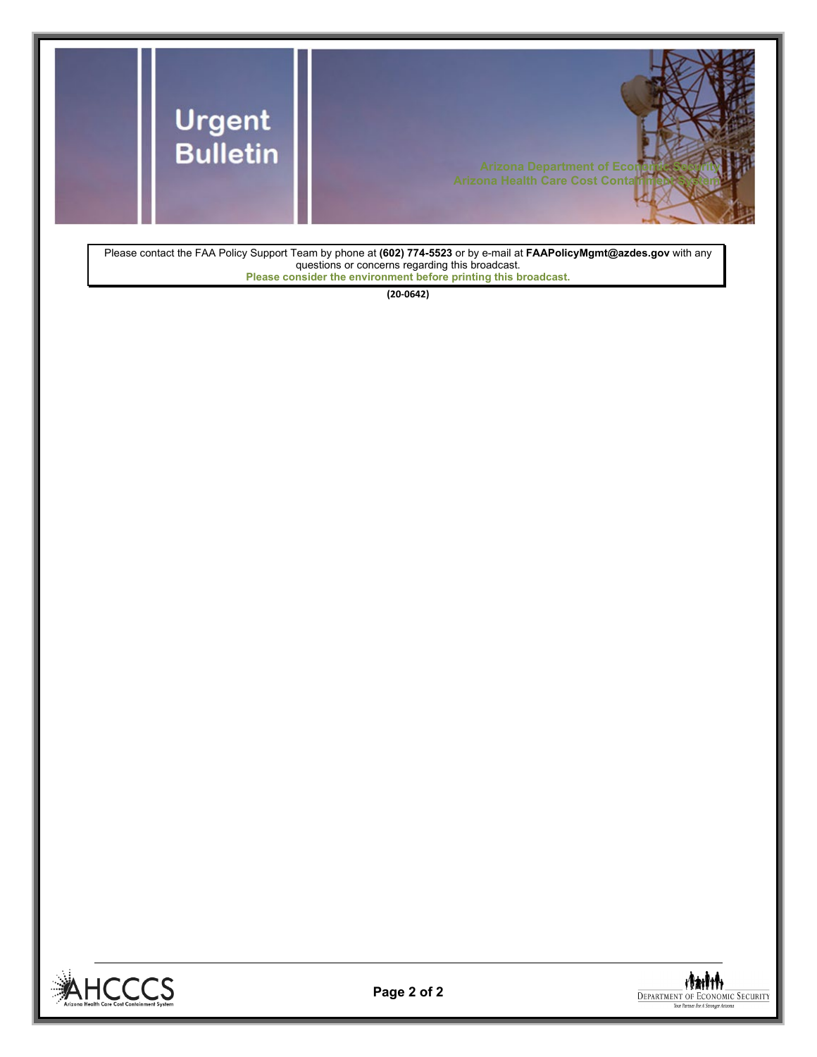# Urgent Bulletin

Arizona Department of Economic Security
Arizona Health Care Cost Containment System

Please contact the FAA Policy Support Team by phone at **(602) 774-5523** or by e-mail at **FAAPolicyMgmt@azdes.gov** with any questions or concerns regarding this broadcast.
**Please consider the environment before printing this broadcast.**

**(20-0642)**